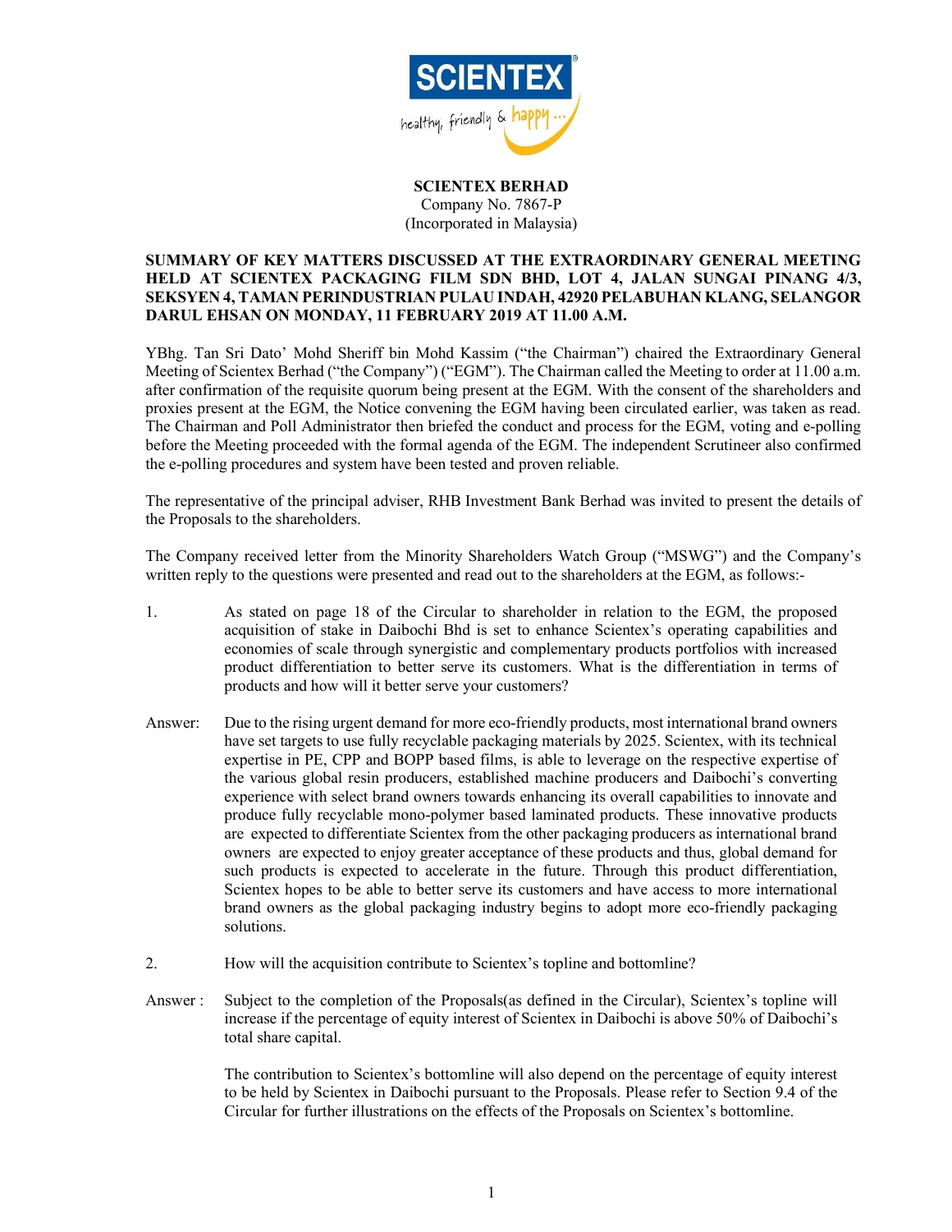**SCIENTEX BERHAD**
Company No. 7867-P
(Incorporated in Malaysia)

**SUMMARY OF KEY MATTERS DISCUSSED AT THE EXTRAORDINARY GENERAL MEETING HELD AT SCIENTEX PACKAGING FILM SDN BHD, LOT 4, JALAN SUNGAI PINANG 4/3, SEKSYEN 4, TAMAN PERINDUSTRIAN PULAU INDAH, 42920 PELABUHAN KLANG, SELANGOR DARUL EHSAN ON MONDAY, 11 FEBRUARY 2019 AT 11.00 A.M.**

YBhg. Tan Sri Dato' Mohd Sheriff bin Mohd Kassim ("the Chairman") chaired the Extraordinary General Meeting of Scientex Berhad ("the Company") ("EGM"). The Chairman called the Meeting to order at 11.00 a.m. after confirmation of the requisite quorum being present at the EGM. With the consent of the shareholders and proxies present at the EGM, the Notice convening the EGM having been circulated earlier, was taken as read. The Chairman and Poll Administrator then briefed the conduct and process for the EGM, voting and e-polling before the Meeting proceeded with the formal agenda of the EGM. The independent Scrutineer also confirmed the e-polling procedures and system have been tested and proven reliable.

The representative of the principal adviser, RHB Investment Bank Berhad was invited to present the details of the Proposals to the shareholders.

The Company received letter from the Minority Shareholders Watch Group ("MSWG") and the Company's written reply to the questions were presented and read out to the shareholders at the EGM, as follows:-

1. As stated on page 18 of the Circular to shareholder in relation to the EGM, the proposed acquisition of stake in Daibochi Bhd is set to enhance Scientex's operating capabilities and economies of scale through synergistic and complementary products portfolios with increased product differentiation to better serve its customers. What is the differentiation in terms of products and how will it better serve your customers?

Answer: Due to the rising urgent demand for more eco-friendly products, most international brand owners have set targets to use fully recyclable packaging materials by 2025. Scientex, with its technical expertise in PE, CPP and BOPP based films, is able to leverage on the respective expertise of the various global resin producers, established machine producers and Daibochi's converting experience with select brand owners towards enhancing its overall capabilities to innovate and produce fully recyclable mono-polymer based laminated products. These innovative products are expected to differentiate Scientex from the other packaging producers as international brand owners are expected to enjoy greater acceptance of these products and thus, global demand for such products is expected to accelerate in the future. Through this product differentiation, Scientex hopes to be able to better serve its customers and have access to more international brand owners as the global packaging industry begins to adopt more eco-friendly packaging solutions.

2. How will the acquisition contribute to Scientex's topline and bottomline?

Answer : Subject to the completion of the Proposals(as defined in the Circular), Scientex's topline will increase if the percentage of equity interest of Scientex in Daibochi is above 50% of Daibochi's total share capital.

The contribution to Scientex's bottomline will also depend on the percentage of equity interest to be held by Scientex in Daibochi pursuant to the Proposals. Please refer to Section 9.4 of the Circular for further illustrations on the effects of the Proposals on Scientex's bottomline.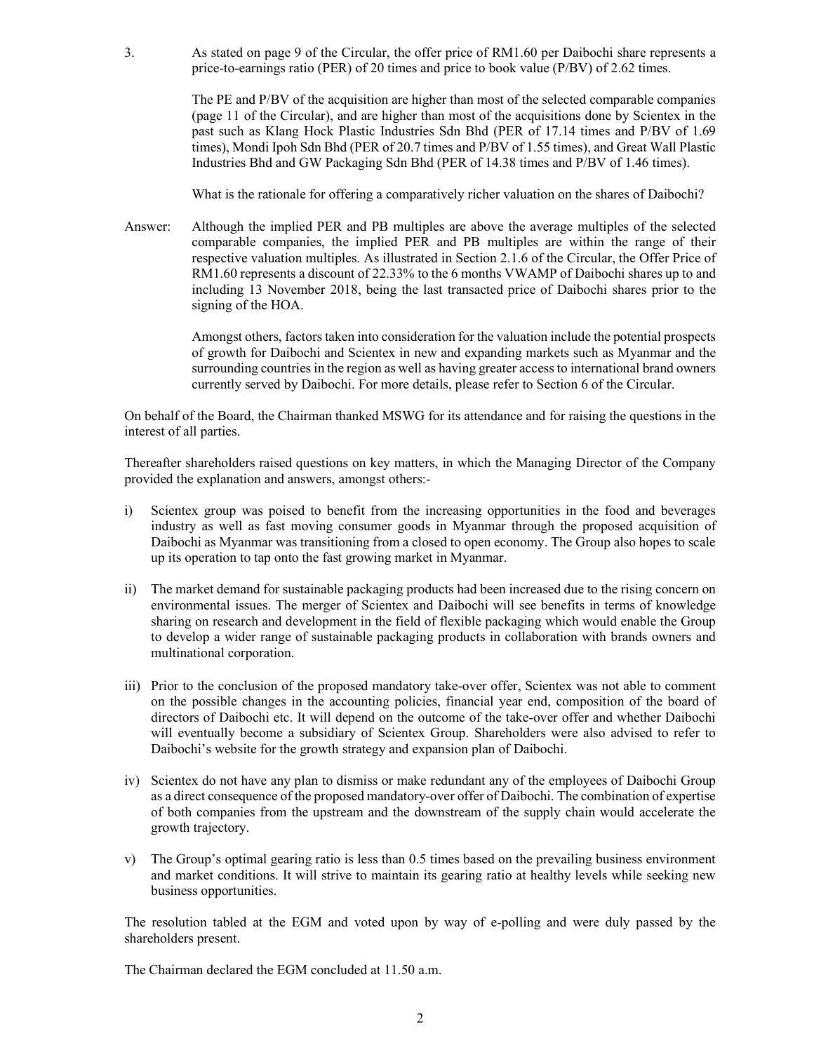3. As stated on page 9 of the Circular, the offer price of RM1.60 per Daibochi share represents a price-to-earnings ratio (PER) of 20 times and price to book value (P/BV) of 2.62 times.

   The PE and P/BV of the acquisition are higher than most of the selected comparable companies (page 11 of the Circular), and are higher than most of the acquisitions done by Scientex in the past such as Klang Hock Plastic Industries Sdn Bhd (PER of 17.14 times and P/BV of 1.69 times), Mondi Ipoh Sdn Bhd (PER of 20.7 times and P/BV of 1.55 times), and Great Wall Plastic Industries Bhd and GW Packaging Sdn Bhd (PER of 14.38 times and P/BV of 1.46 times).

   What is the rationale for offering a comparatively richer valuation on the shares of Daibochi?

Answer: Although the implied PER and PB multiples are above the average multiples of the selected comparable companies, the implied PER and PB multiples are within the range of their respective valuation multiples. As illustrated in Section 2.1.6 of the Circular, the Offer Price of RM1.60 represents a discount of 22.33% to the 6 months VWAMP of Daibochi shares up to and including 13 November 2018, being the last transacted price of Daibochi shares prior to the signing of the HOA.

Amongst others, factors taken into consideration for the valuation include the potential prospects of growth for Daibochi and Scientex in new and expanding markets such as Myanmar and the surrounding countries in the region as well as having greater access to international brand owners currently served by Daibochi. For more details, please refer to Section 6 of the Circular.

On behalf of the Board, the Chairman thanked MSWG for its attendance and for raising the questions in the interest of all parties.

Thereafter shareholders raised questions on key matters, in which the Managing Director of the Company provided the explanation and answers, amongst others:-

i) Scientex group was poised to benefit from the increasing opportunities in the food and beverages industry as well as fast moving consumer goods in Myanmar through the proposed acquisition of Daibochi as Myanmar was transitioning from a closed to open economy. The Group also hopes to scale up its operation to tap onto the fast growing market in Myanmar.

ii) The market demand for sustainable packaging products had been increased due to the rising concern on environmental issues. The merger of Scientex and Daibochi will see benefits in terms of knowledge sharing on research and development in the field of flexible packaging which would enable the Group to develop a wider range of sustainable packaging products in collaboration with brands owners and multinational corporation.

iii) Prior to the conclusion of the proposed mandatory take-over offer, Scientex was not able to comment on the possible changes in the accounting policies, financial year end, composition of the board of directors of Daibochi etc. It will depend on the outcome of the take-over offer and whether Daibochi will eventually become a subsidiary of Scientex Group. Shareholders were also advised to refer to Daibochi's website for the growth strategy and expansion plan of Daibochi.

iv) Scientex do not have any plan to dismiss or make redundant any of the employees of Daibochi Group as a direct consequence of the proposed mandatory-over offer of Daibochi. The combination of expertise of both companies from the upstream and the downstream of the supply chain would accelerate the growth trajectory.

v) The Group's optimal gearing ratio is less than 0.5 times based on the prevailing business environment and market conditions. It will strive to maintain its gearing ratio at healthy levels while seeking new business opportunities.

The resolution tabled at the EGM and voted upon by way of e-polling and were duly passed by the shareholders present.

The Chairman declared the EGM concluded at 11.50 a.m.